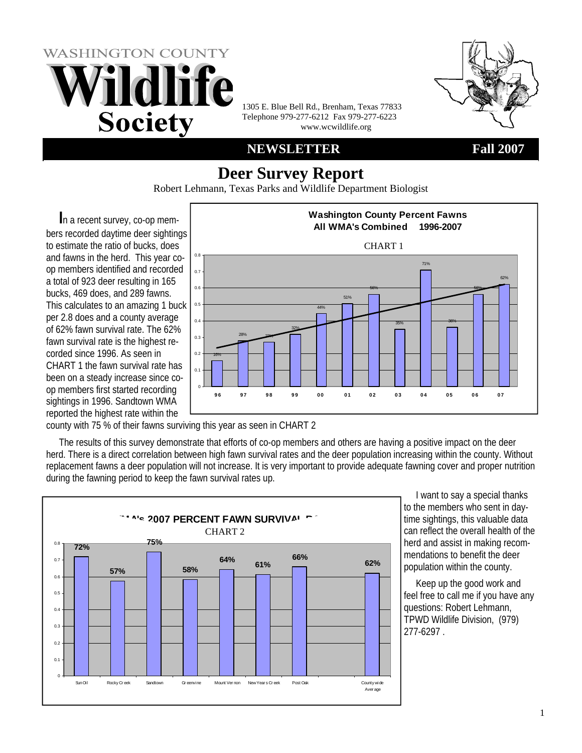# WASHINGTON COUNTY Wildlife Society

1305 E. Blue Bell Rd., Brenham, Texas 77833
Telephone 979-277-6212 Fax 979-277-6223
www.wcwildlife.org

**NEWSLETTER** **Fall 2007**

## Deer Survey Report

Robert Lehmann, Texas Parks and Wildlife Department Biologist

In a recent survey, co-op members recorded daytime deer sightings to estimate the ratio of bucks, does and fawns in the herd. This year co-op members identified and recorded a total of 923 deer resulting in 165 bucks, 469 does, and 289 fawns. This calculates to an amazing 1 buck per 2.8 does and a county average of 62% fawn survival rate. The 62% fawn survival rate is the highest recorded since 1996. As seen in CHART 1 the fawn survival rate has been on a steady increase since co-op members first started recording sightings in 1996. Sandtown WMA reported the highest rate within the county with 75 % of their fawns surviving this year as seen in CHART 2

**Washington County Percent Fawns**
**All WMA's Combined 1996-2007**

CHART 1

| Year | 96 | 97 | 98 | 99 | 00 | 01 | 02 | 03 | 04 | 05 | 06 | 07 |
|---|---|---|---|---|---|---|---|---|---|---|---|---|
| Percent Fawns | 16% | 28% | 27% | 32% | 44% | 51% | 56% | 35% | 71% | 36% | 56% | 62% |

The results of this survey demonstrate that efforts of co-op members and others are having a positive impact on the deer herd. There is a direct correlation between high fawn survival rates and the deer population increasing within the county. Without replacement fawns a deer population will not increase. It is very important to provide adequate fawning cover and proper nutrition during the fawning period to keep the fawn survival rates up.

**WMA's 2007 PERCENT FAWN SURVIVAL RATE**

CHART 2

| WMA | Sun Oil | Rocky Creek | Sandtown | Greenvine | Mount Vernon | New Years Creek | Post Oak | Countywide Average |
|---|---|---|---|---|---|---|---|---|
| Percent Fawn Survival | 72% | 57% | 75% | 58% | 64% | 61% | 66% | 62% |

I want to say a special thanks to the members who sent in daytime sightings, this valuable data can reflect the overall health of the herd and assist in making recommendations to benefit the deer population within the county.

Keep up the good work and feel free to call me if you have any questions: Robert Lehmann, TPWD Wildlife Division, (979) 277-6297 .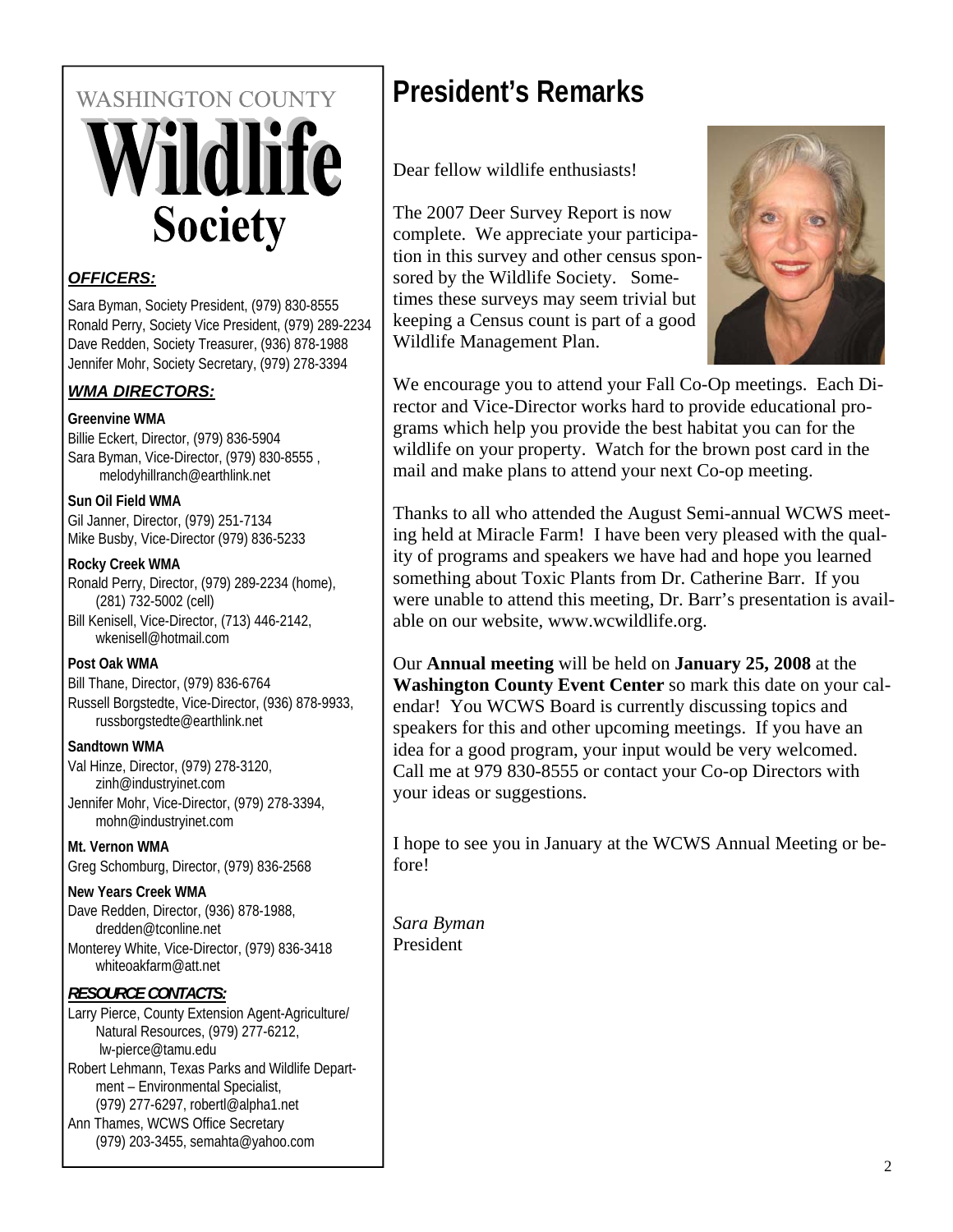WASHINGTON COUNTY

# Wildlife Society

***OFFICERS:***

Sara Byman, Society President, (979) 830-8555
Ronald Perry, Society Vice President, (979) 289-2234
Dave Redden, Society Treasurer, (936) 878-1988
Jennifer Mohr, Society Secretary, (979) 278-3394

***WMA DIRECTORS:***

**Greenvine WMA**
Billie Eckert, Director, (979) 836-5904
Sara Byman, Vice-Director, (979) 830-8555 , melodyhillranch@earthlink.net

**Sun Oil Field WMA**
Gil Janner, Director, (979) 251-7134
Mike Busby, Vice-Director (979) 836-5233

**Rocky Creek WMA**
Ronald Perry, Director, (979) 289-2234 (home), (281) 732-5002 (cell)
Bill Kenisell, Vice-Director, (713) 446-2142, wkenisell@hotmail.com

**Post Oak WMA**
Bill Thane, Director, (979) 836-6764
Russell Borgstedte, Vice-Director, (936) 878-9933, russborgstedte@earthlink.net

**Sandtown WMA**
Val Hinze, Director, (979) 278-3120, zinh@industryinet.com
Jennifer Mohr, Vice-Director, (979) 278-3394, mohn@industryinet.com

**Mt. Vernon WMA**
Greg Schomburg, Director, (979) 836-2568

**New Years Creek WMA**
Dave Redden, Director, (936) 878-1988, dredden@tconline.net
Monterey White, Vice-Director, (979) 836-3418 whiteoakfarm@att.net

***RESOURCE CONTACTS:***

Larry Pierce, County Extension Agent-Agriculture/ Natural Resources, (979) 277-6212, lw-pierce@tamu.edu
Robert Lehmann, Texas Parks and Wildlife Department – Environmental Specialist, (979) 277-6297, robertl@alpha1.net
Ann Thames, WCWS Office Secretary (979) 203-3455, semahta@yahoo.com

# President's Remarks

Dear fellow wildlife enthusiasts!

The 2007 Deer Survey Report is now complete. We appreciate your participation in this survey and other census sponsored by the Wildlife Society. Sometimes these surveys may seem trivial but keeping a Census count is part of a good Wildlife Management Plan.

We encourage you to attend your Fall Co-Op meetings. Each Director and Vice-Director works hard to provide educational programs which help you provide the best habitat you can for the wildlife on your property. Watch for the brown post card in the mail and make plans to attend your next Co-op meeting.

Thanks to all who attended the August Semi-annual WCWS meeting held at Miracle Farm! I have been very pleased with the quality of programs and speakers we have had and hope you learned something about Toxic Plants from Dr. Catherine Barr. If you were unable to attend this meeting, Dr. Barr's presentation is available on our website, www.wcwildlife.org.

Our **Annual meeting** will be held on **January 25, 2008** at the **Washington County Event Center** so mark this date on your calendar! You WCWS Board is currently discussing topics and speakers for this and other upcoming meetings. If you have an idea for a good program, your input would be very welcomed. Call me at 979 830-8555 or contact your Co-op Directors with your ideas or suggestions.

I hope to see you in January at the WCWS Annual Meeting or before!

*Sara Byman*
President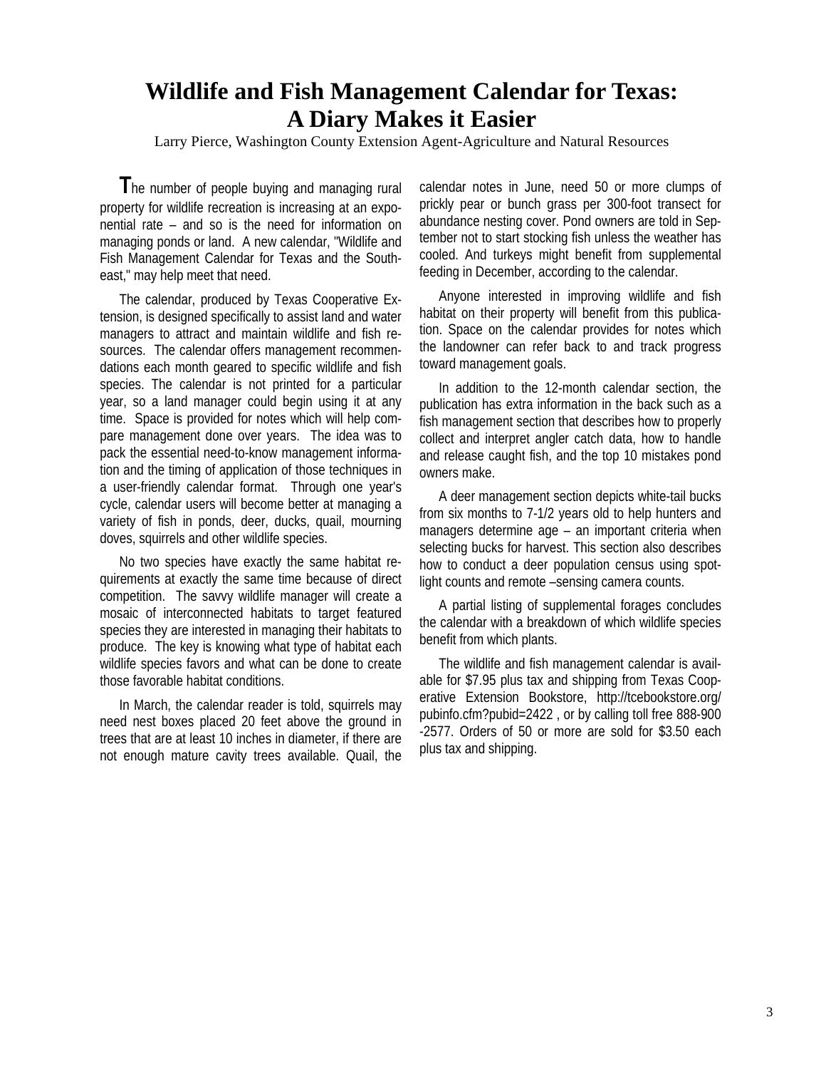# Wildlife and Fish Management Calendar for Texas: A Diary Makes it Easier

Larry Pierce, Washington County Extension Agent-Agriculture and Natural Resources

The number of people buying and managing rural property for wildlife recreation is increasing at an exponential rate – and so is the need for information on managing ponds or land. A new calendar, "Wildlife and Fish Management Calendar for Texas and the Southeast," may help meet that need.

The calendar, produced by Texas Cooperative Extension, is designed specifically to assist land and water managers to attract and maintain wildlife and fish resources. The calendar offers management recommendations each month geared to specific wildlife and fish species. The calendar is not printed for a particular year, so a land manager could begin using it at any time. Space is provided for notes which will help compare management done over years. The idea was to pack the essential need-to-know management information and the timing of application of those techniques in a user-friendly calendar format. Through one year's cycle, calendar users will become better at managing a variety of fish in ponds, deer, ducks, quail, mourning doves, squirrels and other wildlife species.

No two species have exactly the same habitat requirements at exactly the same time because of direct competition. The savvy wildlife manager will create a mosaic of interconnected habitats to target featured species they are interested in managing their habitats to produce. The key is knowing what type of habitat each wildlife species favors and what can be done to create those favorable habitat conditions.

In March, the calendar reader is told, squirrels may need nest boxes placed 20 feet above the ground in trees that are at least 10 inches in diameter, if there are not enough mature cavity trees available. Quail, the calendar notes in June, need 50 or more clumps of prickly pear or bunch grass per 300-foot transect for abundance nesting cover. Pond owners are told in September not to start stocking fish unless the weather has cooled. And turkeys might benefit from supplemental feeding in December, according to the calendar.

Anyone interested in improving wildlife and fish habitat on their property will benefit from this publication. Space on the calendar provides for notes which the landowner can refer back to and track progress toward management goals.

In addition to the 12-month calendar section, the publication has extra information in the back such as a fish management section that describes how to properly collect and interpret angler catch data, how to handle and release caught fish, and the top 10 mistakes pond owners make.

A deer management section depicts white-tail bucks from six months to 7-1/2 years old to help hunters and managers determine age – an important criteria when selecting bucks for harvest. This section also describes how to conduct a deer population census using spotlight counts and remote –sensing camera counts.

A partial listing of supplemental forages concludes the calendar with a breakdown of which wildlife species benefit from which plants.

The wildlife and fish management calendar is available for $7.95 plus tax and shipping from Texas Cooperative Extension Bookstore, http://tcebookstore.org/pubinfo.cfm?pubid=2422 , or by calling toll free 888-900-2577. Orders of 50 or more are sold for $3.50 each plus tax and shipping.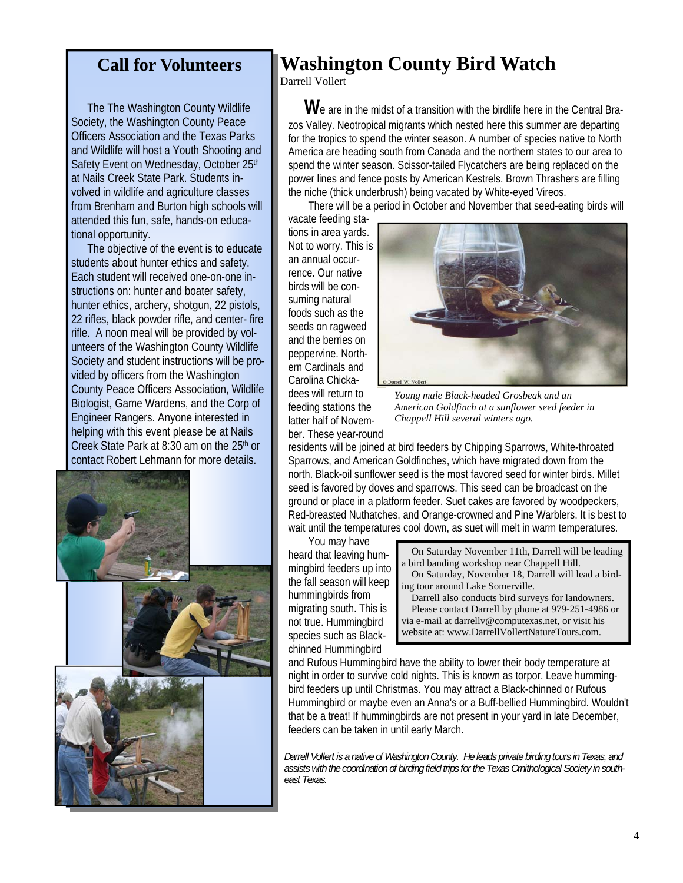## Call for Volunteers

The The Washington County Wildlife Society, the Washington County Peace Officers Association and the Texas Parks and Wildlife will host a Youth Shooting and Safety Event on Wednesday, October 25th at Nails Creek State Park. Students involved in wildlife and agriculture classes from Brenham and Burton high schools will attended this fun, safe, hands-on educational opportunity.

The objective of the event is to educate students about hunter ethics and safety. Each student will received one-on-one instructions on: hunter and boater safety, hunter ethics, archery, shotgun, 22 pistols, 22 rifles, black powder rifle, and center- fire rifle. A noon meal will be provided by volunteers of the Washington County Wildlife Society and student instructions will be provided by officers from the Washington County Peace Officers Association, Wildlife Biologist, Game Wardens, and the Corp of Engineer Rangers. Anyone interested in helping with this event please be at Nails Creek State Park at 8:30 am on the 25th or contact Robert Lehmann for more details.

# Washington County Bird Watch

Darrell Vollert

We are in the midst of a transition with the birdlife here in the Central Brazos Valley. Neotropical migrants which nested here this summer are departing for the tropics to spend the winter season. A number of species native to North America are heading south from Canada and the northern states to our area to spend the winter season. Scissor-tailed Flycatchers are being replaced on the power lines and fence posts by American Kestrels. Brown Thrashers are filling the niche (thick underbrush) being vacated by White-eyed Vireos.

There will be a period in October and November that seed-eating birds will vacate feeding stations in area yards. Not to worry. This is an annual occurrence. Our native birds will be consuming natural foods such as the seeds on ragweed and the berries on peppervine. Northern Cardinals and Carolina Chickadees will return to feeding stations the latter half of November. These year-round residents will be joined at bird feeders by Chipping Sparrows, White-throated Sparrows, and American Goldfinches, which have migrated down from the north. Black-oil sunflower seed is the most favored seed for winter birds. Millet seed is favored by doves and sparrows. This seed can be broadcast on the ground or place in a platform feeder. Suet cakes are favored by woodpeckers, Red-breasted Nuthatches, and Orange-crowned and Pine Warblers. It is best to wait until the temperatures cool down, as suet will melt in warm temperatures.

*Young male Black-headed Grosbeak and an American Goldfinch at a sunflower seed feeder in Chappell Hill several winters ago.*

You may have heard that leaving hummingbird feeders up into the fall season will keep hummingbirds from migrating south. This is not true. Hummingbird species such as Black-chinned Hummingbird and Rufous Hummingbird have the ability to lower their body temperature at night in order to survive cold nights. This is known as torpor. Leave hummingbird feeders up until Christmas. You may attract a Black-chinned or Rufous Hummingbird or maybe even an Anna's or a Buff-bellied Hummingbird. Wouldn't that be a treat! If hummingbirds are not present in your yard in late December, feeders can be taken in until early March.

On Saturday November 11th, Darrell will be leading a bird banding workshop near Chappell Hill.
On Saturday, November 18, Darrell will lead a birding tour around Lake Somerville.
Darrell also conducts bird surveys for landowners.
Please contact Darrell by phone at 979-251-4986 or via e-mail at darrellv@computexas.net, or visit his website at: www.DarrellVollertNatureTours.com.

*Darrell Vollert is a native of Washington County. He leads private birding tours in Texas, and assists with the coordination of birding field trips for the Texas Ornithological Society in southeast Texas.*